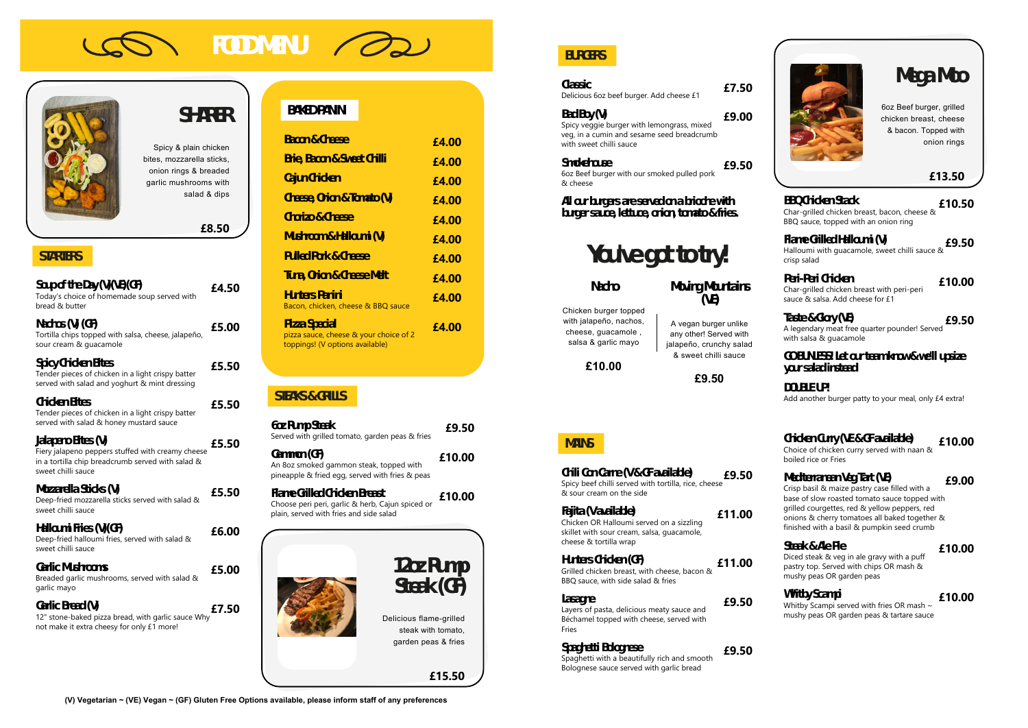# FOOD MENU

## SHARER

Spicy & plain chicken bites, mozzarella sticks, onion rings & breaded garlic mushrooms with salad & dips

**£8.50**

## STARTERS

**Soup of the Day (V)(VE)(GF)** — £4.50
Today's choice of homemade soup served with bread & butter

**Nachos (V) (GF)** — £5.00
Tortilla chips topped with salsa, cheese, jalapeño, sour cream & guacamole

**Spicy Chicken Bites** — £5.50
Tender pieces of chicken in a light crispy batter served with salad and yoghurt & mint dressing

**Chicken Bites** — £5.50
Tender pieces of chicken in a light crispy batter served with salad & honey mustard sauce

**Jalapeno Bites (V)** — £5.50
Fiery jalapeno peppers stuffed with creamy cheese in a tortilla chip breadcrumb served with salad & sweet chilli sauce

**Mozzarella Sticks (V)** — £5.50
Deep-fried mozzarella sticks served with salad & sweet chilli sauce

**Halloumi Fries (V)(GF)** — £6.00
Deep-fried halloumi fries, served with salad & sweet chilli sauce

**Garlic Mushrooms** — £5.00
Breaded garlic mushrooms, served with salad & garlic mayo

**Garlic Bread (V)** — £7.50
12" stone-baked pizza bread, with garlic sauce Why not make it extra cheesy for only £1 more!

## BAKED PANINI

| Item | Price |
|---|---|
| Bacon & Cheese | £4.00 |
| Brie, Bacon & Sweet Chilli | £4.00 |
| Cajun Chicken | £4.00 |
| Cheese, Onion & Tomato (V) | £4.00 |
| Chorizo & Cheese | £4.00 |
| Mushroom & Halloumi (V) | £4.00 |
| Pulled Pork & Cheese | £4.00 |
| Tuna, Onion & Cheese Melt | £4.00 |
| Hunters Panini – Bacon, chicken, cheese & BBQ sauce | £4.00 |
| Pizza Special – pizza sauce, cheese & your choice of 2 toppings! (V options available) | £4.00 |

## STEAKS & GRILLS

**6oz Rump Steak** — £9.50
Served with grilled tomato, garden peas & fries

**Gammon (GF)** — £10.00
An 8oz smoked gammon steak, topped with pineapple & fried egg, served with fries & peas

**Flame Grilled Chicken Breast** — £10.00
Choose peri peri, garlic & herb, Cajun spiced or plain, served with fries and side salad

### 12oz Rump Steak (GF)

Delicious flame-grilled steak with tomato, garden peas & fries

**£15.50**

## BURGERS

**Classic** — £7.50
Delicious 6oz beef burger. Add cheese £1

**Bad Boy (V)** — £9.00
Spicy veggie burger with lemongrass, mixed veg, in a cumin and sesame seed breadcrumb with sweet chilli sauce

**Smokehouse** — £9.50
6oz Beef burger with our smoked pulled pork & cheese

**All our burgers are served on a brioche with burger sauce, lettuce, onion, tomato & fries.**

### You've got to try!

**Nacho** — £10.00
Chicken burger topped with jalapeño, nachos, cheese, guacamole, salsa & garlic mayo

**Moving Mountains (VE)** — £9.50
A vegan burger unlike any other! Served with jalapeño, crunchy salad & sweet chilli sauce

### Mega Moo

6oz Beef burger, grilled chicken breast, cheese & bacon. Topped with onion rings

**£13.50**

**BBQ Chicken Stack** — £10.50
Char-grilled chicken breast, bacon, cheese & BBQ sauce, topped with an onion ring

**Flame Grilled Halloumi (V)** — £9.50
Halloumi with guacamole, sweet chilli sauce & crisp salad

**Peri-Peri Chicken** — £10.00
Char-grilled chicken breast with peri-peri sauce & salsa. Add cheese for £1

**Taste & Glory (VE)** — £9.50
A legendary meat free quarter pounder! Served with salsa & guacamole

**GO BUNLESS! Let our team know & we'll upsize your salad instead**

**DOUBLE UP!**
Add another burger patty to your meal, only £4 extra!

## MAINS

**Chilli Con Carne (V & GF available)** — £9.50
Spicy beef chilli served with tortilla, rice, cheese & sour cream on the side

**Fajita (V available)** — £11.00
Chicken OR Halloumi served on a sizzling skillet with sour cream, salsa, guacamole, cheese & tortilla wrap

**Hunters Chicken (GF)** — £11.00
Grilled chicken breast, with cheese, bacon & BBQ sauce, with side salad & fries

**Lasagne** — £9.50
Layers of pasta, delicious meaty sauce and Béchamel topped with cheese, served with Fries

**Spaghetti Bolognese** — £9.50
Spaghetti with a beautifully rich and smooth Bolognese sauce served with garlic bread

**Chicken Curry (VE & GF available)** — £10.00
Choice of chicken curry served with naan & boiled rice or Fries

**Mediterranean Veg Tart (VE)** — £9.00
Crisp basil & maize pastry case filled with a base of slow roasted tomato sauce topped with grilled courgettes, red & yellow peppers, red onions & cherry tomatoes all baked together & finished with a basil & pumpkin seed crumb

**Steak & Ale Pie** — £10.00
Diced steak & veg in ale gravy with a puff pastry top. Served with chips OR mash & mushy peas OR garden peas

**Whitby Scampi** — £10.00
Whitby Scampi served with fries OR mash ~ mushy peas OR garden peas & tartare sauce

**(V) Vegetarian ~ (VE) Vegan ~ (GF) Gluten Free Options available, please inform staff of any preferences**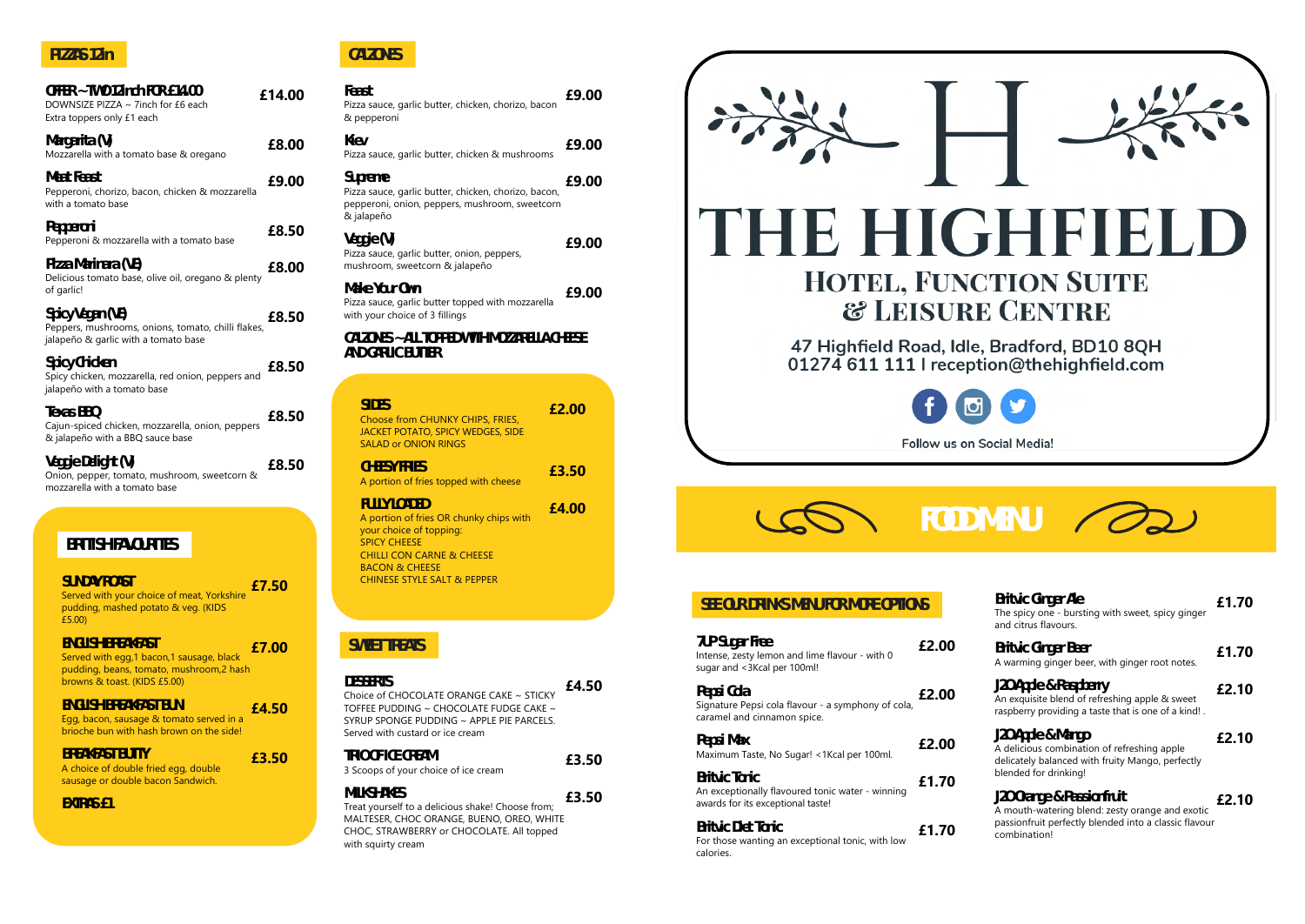## PIZZAS 12in

**OFFER ~ TWO 12inch FOR £14.00** — £14.00
DOWNSIZE PIZZA ~ 7inch for £6 each
Extra toppers only £1 each

**Margarita (V)** — £8.00
Mozzarella with a tomato base & oregano

**Meat Feast** — £9.00
Pepperoni, chorizo, bacon, chicken & mozzarella with a tomato base

**Pepperoni** — £8.50
Pepperoni & mozzarella with a tomato base

**Pizza Marinara (VE)** — £8.00
Delicious tomato base, olive oil, oregano & plenty of garlic!

**Spicy Vegan (VE)** — £8.50
Peppers, mushrooms, onions, tomato, chilli flakes, jalapeño & garlic with a tomato base

**Spicy Chicken** — £8.50
Spicy chicken, mozzarella, red onion, peppers and jalapeño with a tomato base

**Texas BBQ** — £8.50
Cajun-spiced chicken, mozzarella, onion, peppers & jalapeño with a BBQ sauce base

**Veggie Delight (V)** — £8.50
Onion, pepper, tomato, mushroom, sweetcorn & mozzarella with a tomato base

## BRITISH FAVOURITES

**SUNDAY ROAST** — £7.50
Served with your choice of meat, Yorkshire pudding, mashed potato & veg. (KIDS £5.00)

**ENGLISH BREAKFAST** — £7.00
Served with egg,1 bacon,1 sausage, black pudding, beans, tomato, mushroom,2 hash browns & toast. (KIDS £5.00)

**ENGLISH BREAKFAST BUN** — £4.50
Egg, bacon, sausage & tomato served in a brioche bun with hash brown on the side!

**BREAKFAST BUTTY** — £3.50
A choice of double fried egg, double sausage or double bacon Sandwich.

**EXTRAS £1**

## CALZONES

**Feast** — £9.00
Pizza sauce, garlic butter, chicken, chorizo, bacon & pepperoni

**Kiev** — £9.00
Pizza sauce, garlic butter, chicken & mushrooms

**Supreme** — £9.00
Pizza sauce, garlic butter, chicken, chorizo, bacon, pepperoni, onion, peppers, mushroom, sweetcorn & jalapeño

**Veggie (V)** — £9.00
Pizza sauce, garlic butter, onion, peppers, mushroom, sweetcorn & jalapeño

**Make Your Own** — £9.00
Pizza sauce, garlic butter topped with mozzarella with your choice of 3 fillings

**CALZONES ~ ALL TOPPED WITH MOZZARELLA CHEESE AND GARLIC BUTTER**

## SIDES

**SIDES** — £2.00
Choose from CHUNKY CHIPS, FRIES, JACKET POTATO, SPICY WEDGES, SIDE SALAD or ONION RINGS

**CHEESY FRIES** — £3.50
A portion of fries topped with cheese

**FULLY LOADED** — £4.00
A portion of fries OR chunky chips with your choice of topping:
SPICY CHEESE
CHILLI CON CARNE & CHEESE
BACON & CHEESE
CHINESE STYLE SALT & PEPPER

## SWEET TREATS

**DESSERTS** — £4.50
Choice of CHOCOLATE ORANGE CAKE ~ STICKY TOFFEE PUDDING ~ CHOCOLATE FUDGE CAKE ~ SYRUP SPONGE PUDDING ~ APPLE PIE PARCELS. Served with custard or ice cream

**TRIO OF ICE CREAM** — £3.50
3 Scoops of your choice of ice cream

**MILKSHAKES** — £3.50
Treat yourself to a delicious shake! Choose from; MALTESER, CHOC ORANGE, BUENO, OREO, WHITE CHOC, STRAWBERRY or CHOCOLATE. All topped with squirty cream

# THE HIGHFIELD

## HOTEL, FUNCTION SUITE & LEISURE CENTRE

47 Highfield Road, Idle, Bradford, BD10 8QH
01274 611 111 | reception@thehighfield.com

Follow us on Social Media!

# FOOD MENU

## SEE OUR DRINKS MENU FOR MORE OPTIONS

**7UP Sugar Free** — £2.00
Intense, zesty lemon and lime flavour - with 0 sugar and <3Kcal per 100ml!

**Pepsi Cola** — £2.00
Signature Pepsi cola flavour - a symphony of cola, caramel and cinnamon spice.

**Pepsi Max** — £2.00
Maximum Taste, No Sugar! <1Kcal per 100ml.

**Britvic Tonic** — £1.70
An exceptionally flavoured tonic water - winning awards for its exceptional taste!

**Britvic Diet Tonic** — £1.70
For those wanting an exceptional tonic, with low calories.

**Britvic Ginger Ale** — £1.70
The spicy one - bursting with sweet, spicy ginger and citrus flavours.

**Britvic Ginger Beer** — £1.70
A warming ginger beer, with ginger root notes.

**J2O Apple & Raspberry** — £2.10
An exquisite blend of refreshing apple & sweet raspberry providing a taste that is one of a kind! .

**J2O Apple & Mango** — £2.10
A delicious combination of refreshing apple delicately balanced with fruity Mango, perfectly blended for drinking!

**J2O Orange & Passionfruit** — £2.10
A mouth-watering blend: zesty orange and exotic passionfruit perfectly blended into a classic flavour combination!